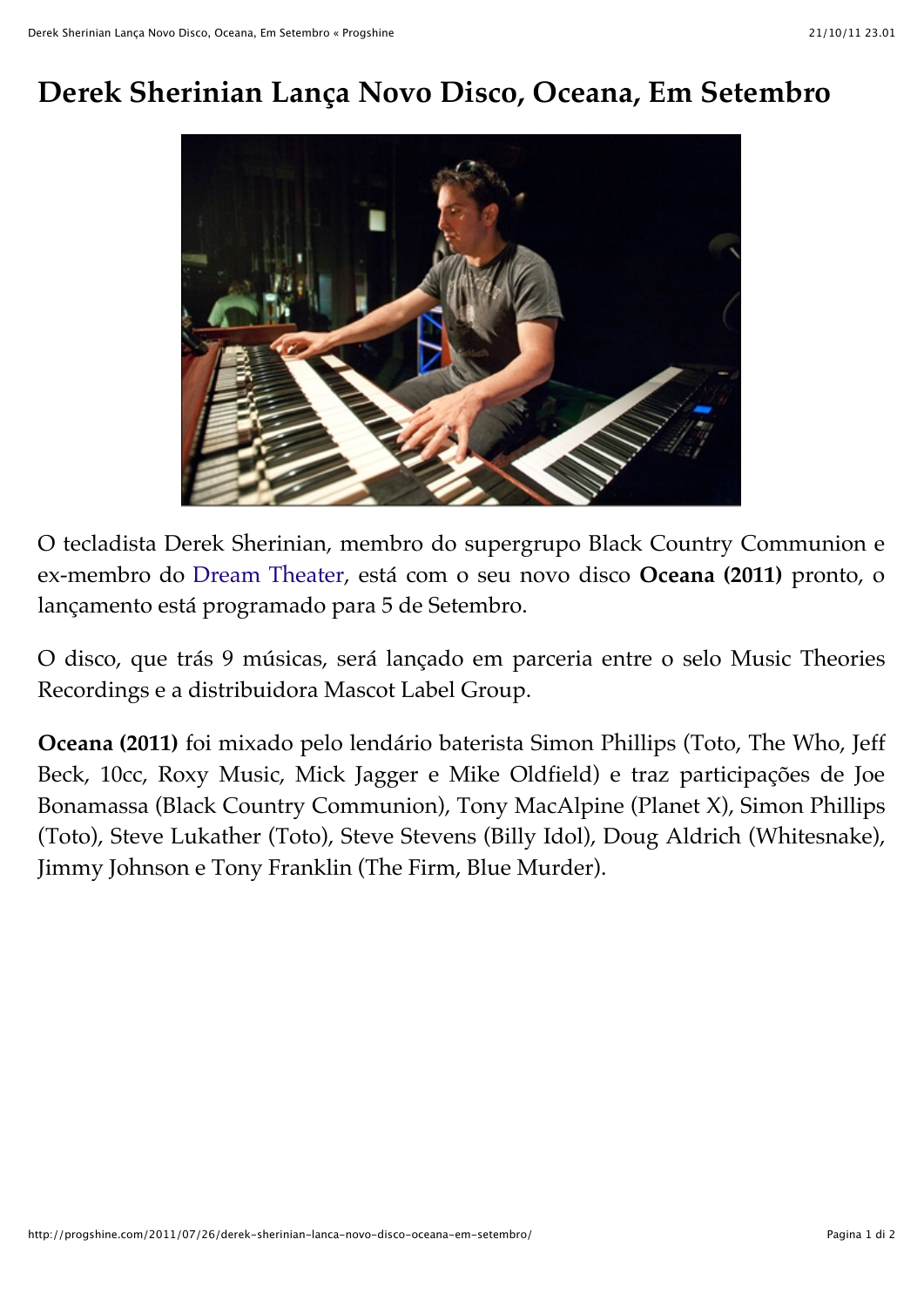# Derek Sherinian Lança Novo Disco, Oceana, Em Setembro

O tecladista Derek Sherinian, membro do supergrupo Black Country Communion e ex-membro do Dream Theater, está com o seu novo disco **Oceana (2011)** pronto, o lançamento está programado para 5 de Setembro.

O disco, que trás 9 músicas, será lançado em parceria entre o selo Music Theories Recordings e a distribuidora Mascot Label Group.

**Oceana (2011)** foi mixado pelo lendário baterista Simon Phillips (Toto, The Who, Jeff Beck, 10cc, Roxy Music, Mick Jagger e Mike Oldfield) e traz participações de Joe Bonamassa (Black Country Communion), Tony MacAlpine (Planet X), Simon Phillips (Toto), Steve Lukather (Toto), Steve Stevens (Billy Idol), Doug Aldrich (Whitesnake), Jimmy Johnson e Tony Franklin (The Firm, Blue Murder).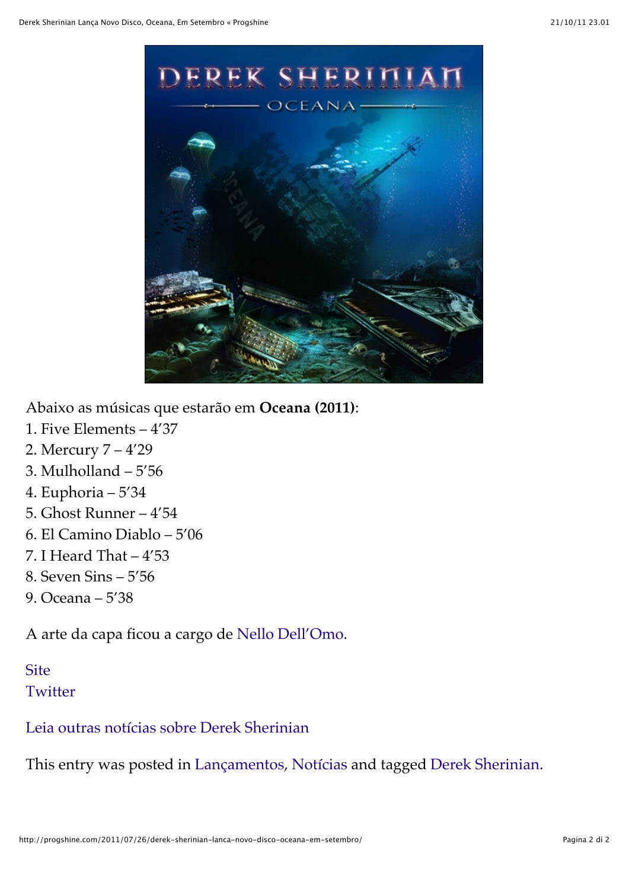Abaixo as músicas que estarão em **Oceana (2011)**:

1. Five Elements – 4′37
2. Mercury 7 – 4′29
3. Mulholland – 5′56
4. Euphoria – 5′34
5. Ghost Runner – 4′54
6. El Camino Diablo – 5′06
7. I Heard That – 4′53
8. Seven Sins – 5′56
9. Oceana – 5′38

A arte da capa ficou a cargo de Nello Dell'Omo.

Site
Twitter

Leia outras notícias sobre Derek Sherinian

This entry was posted in Lançamentos, Notícias and tagged Derek Sherinian.